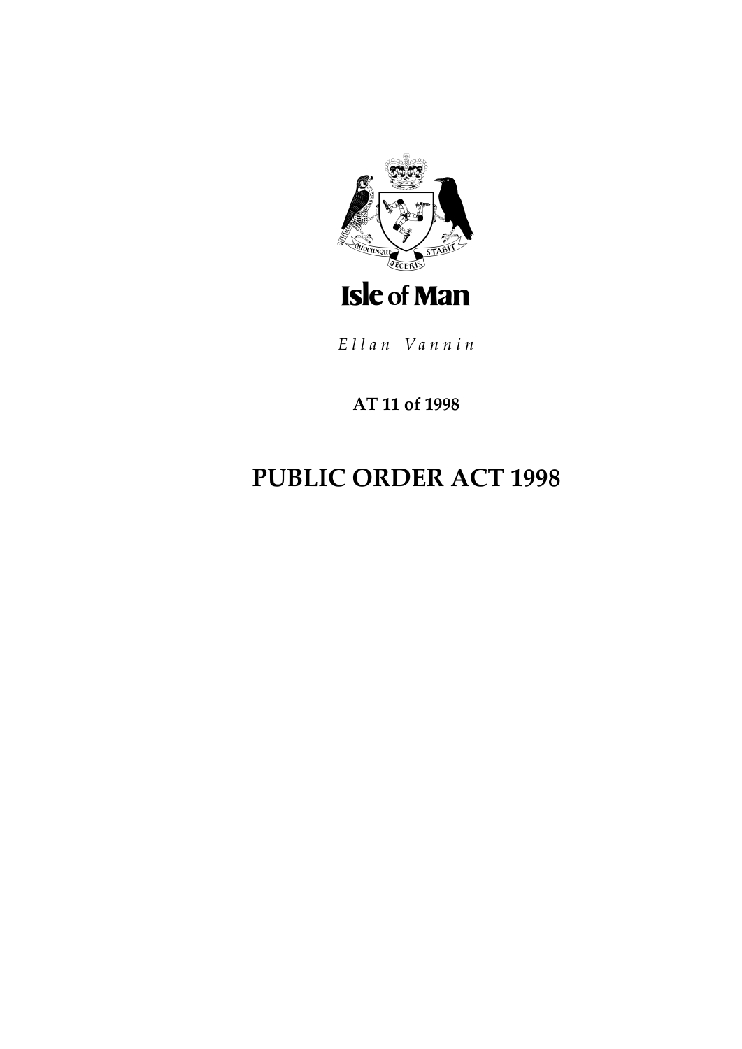Isle of Man

*Ellan Vannin*

**AT 11 of 1998**

# PUBLIC ORDER ACT 1998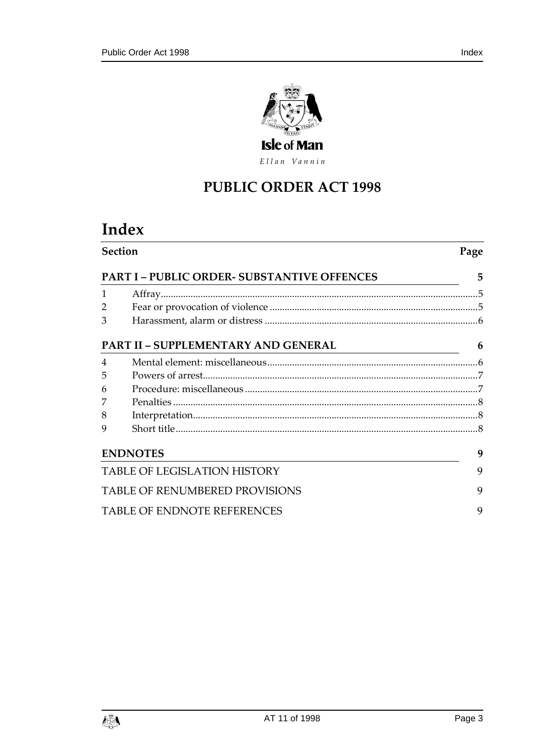Isle of Man

*Ellan Vannin*

# PUBLIC ORDER ACT 1998

# Index

| Section | | Page |
|---|---|---|
| **PART I – PUBLIC ORDER- SUBSTANTIVE OFFENCES** | | **5** |
| 1 | Affray | 5 |
| 2 | Fear or provocation of violence | 5 |
| 3 | Harassment, alarm or distress | 6 |
| **PART II – SUPPLEMENTARY AND GENERAL** | | **6** |
| 4 | Mental element: miscellaneous | 6 |
| 5 | Powers of arrest | 7 |
| 6 | Procedure: miscellaneous | 7 |
| 7 | Penalties | 8 |
| 8 | Interpretation | 8 |
| 9 | Short title | 8 |
| **ENDNOTES** | | **9** |
| TABLE OF LEGISLATION HISTORY | | 9 |
| TABLE OF RENUMBERED PROVISIONS | | 9 |
| TABLE OF ENDNOTE REFERENCES | | 9 |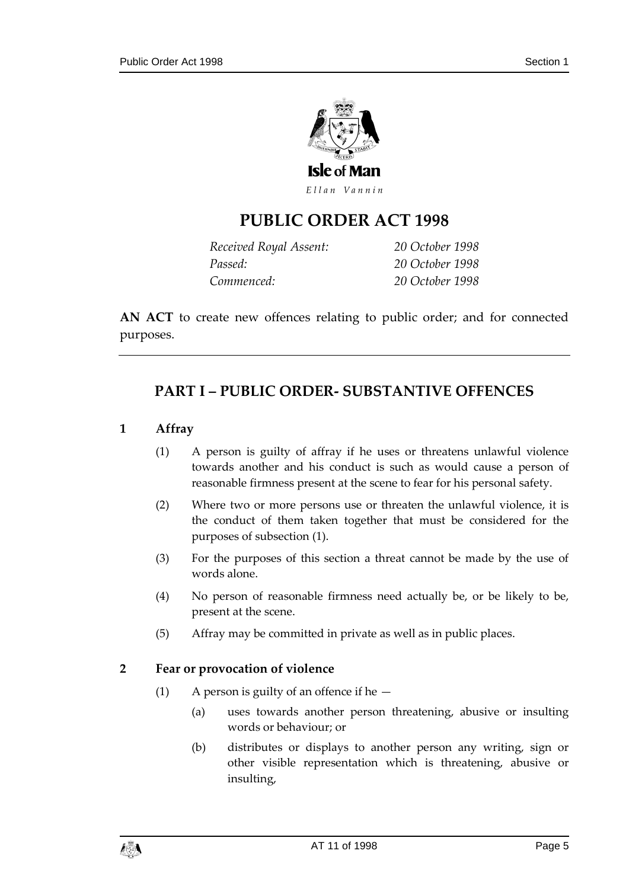# PUBLIC ORDER ACT 1998

| | |
|---|---|
| *Received Royal Assent:* | *20 October 1998* |
| *Passed:* | *20 October 1998* |
| *Commenced:* | *20 October 1998* |

**AN ACT** to create new offences relating to public order; and for connected purposes.

## PART I – PUBLIC ORDER- SUBSTANTIVE OFFENCES

### 1 Affray

(1) A person is guilty of affray if he uses or threatens unlawful violence towards another and his conduct is such as would cause a person of reasonable firmness present at the scene to fear for his personal safety.

(2) Where two or more persons use or threaten the unlawful violence, it is the conduct of them taken together that must be considered for the purposes of subsection (1).

(3) For the purposes of this section a threat cannot be made by the use of words alone.

(4) No person of reasonable firmness need actually be, or be likely to be, present at the scene.

(5) Affray may be committed in private as well as in public places.

### 2 Fear or provocation of violence

(1) A person is guilty of an offence if he —

(a) uses towards another person threatening, abusive or insulting words or behaviour; or

(b) distributes or displays to another person any writing, sign or other visible representation which is threatening, abusive or insulting,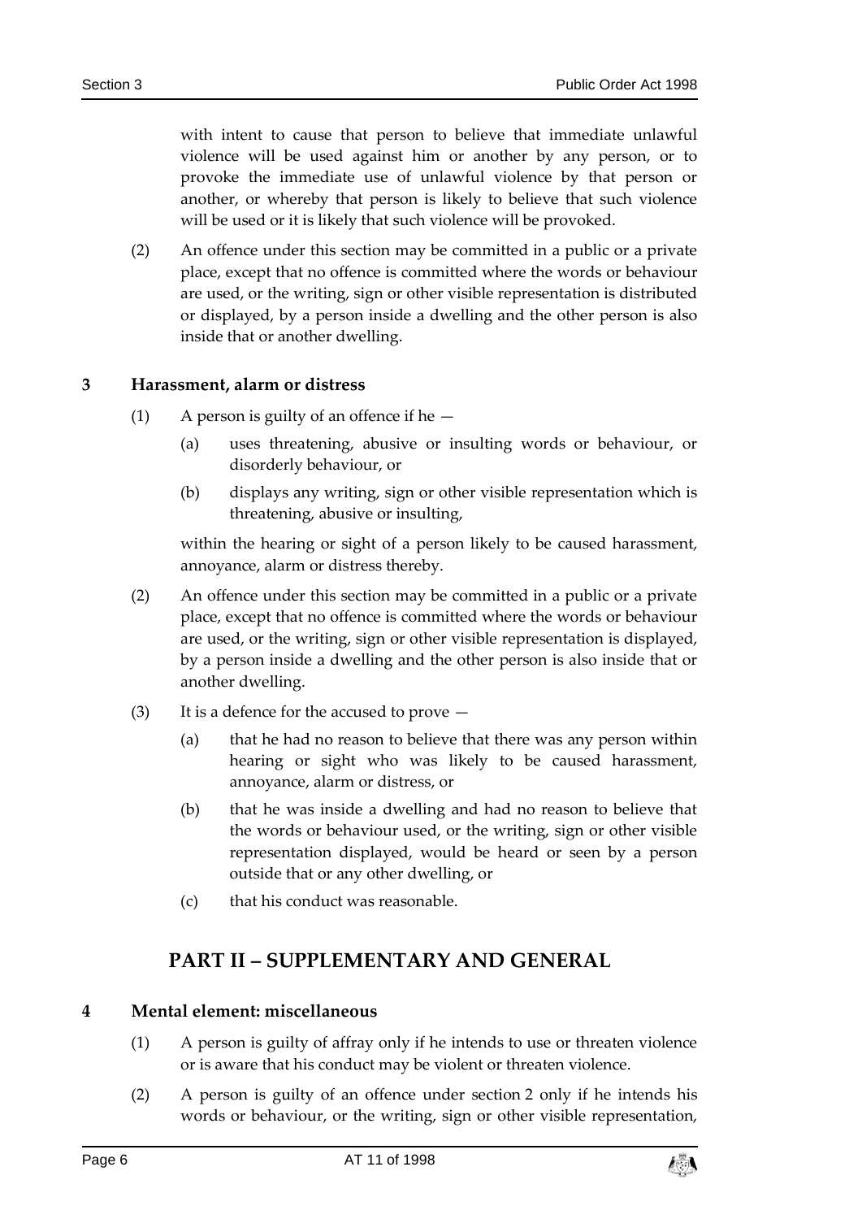with intent to cause that person to believe that immediate unlawful violence will be used against him or another by any person, or to provoke the immediate use of unlawful violence by that person or another, or whereby that person is likely to believe that such violence will be used or it is likely that such violence will be provoked.

(2) An offence under this section may be committed in a public or a private place, except that no offence is committed where the words or behaviour are used, or the writing, sign or other visible representation is distributed or displayed, by a person inside a dwelling and the other person is also inside that or another dwelling.

### 3 Harassment, alarm or distress

(1) A person is guilty of an offence if he —

(a) uses threatening, abusive or insulting words or behaviour, or disorderly behaviour, or

(b) displays any writing, sign or other visible representation which is threatening, abusive or insulting,

within the hearing or sight of a person likely to be caused harassment, annoyance, alarm or distress thereby.

(2) An offence under this section may be committed in a public or a private place, except that no offence is committed where the words or behaviour are used, or the writing, sign or other visible representation is displayed, by a person inside a dwelling and the other person is also inside that or another dwelling.

(3) It is a defence for the accused to prove —

(a) that he had no reason to believe that there was any person within hearing or sight who was likely to be caused harassment, annoyance, alarm or distress, or

(b) that he was inside a dwelling and had no reason to believe that the words or behaviour used, or the writing, sign or other visible representation displayed, would be heard or seen by a person outside that or any other dwelling, or

(c) that his conduct was reasonable.

## PART II – SUPPLEMENTARY AND GENERAL

### 4 Mental element: miscellaneous

(1) A person is guilty of affray only if he intends to use or threaten violence or is aware that his conduct may be violent or threaten violence.

(2) A person is guilty of an offence under section 2 only if he intends his words or behaviour, or the writing, sign or other visible representation,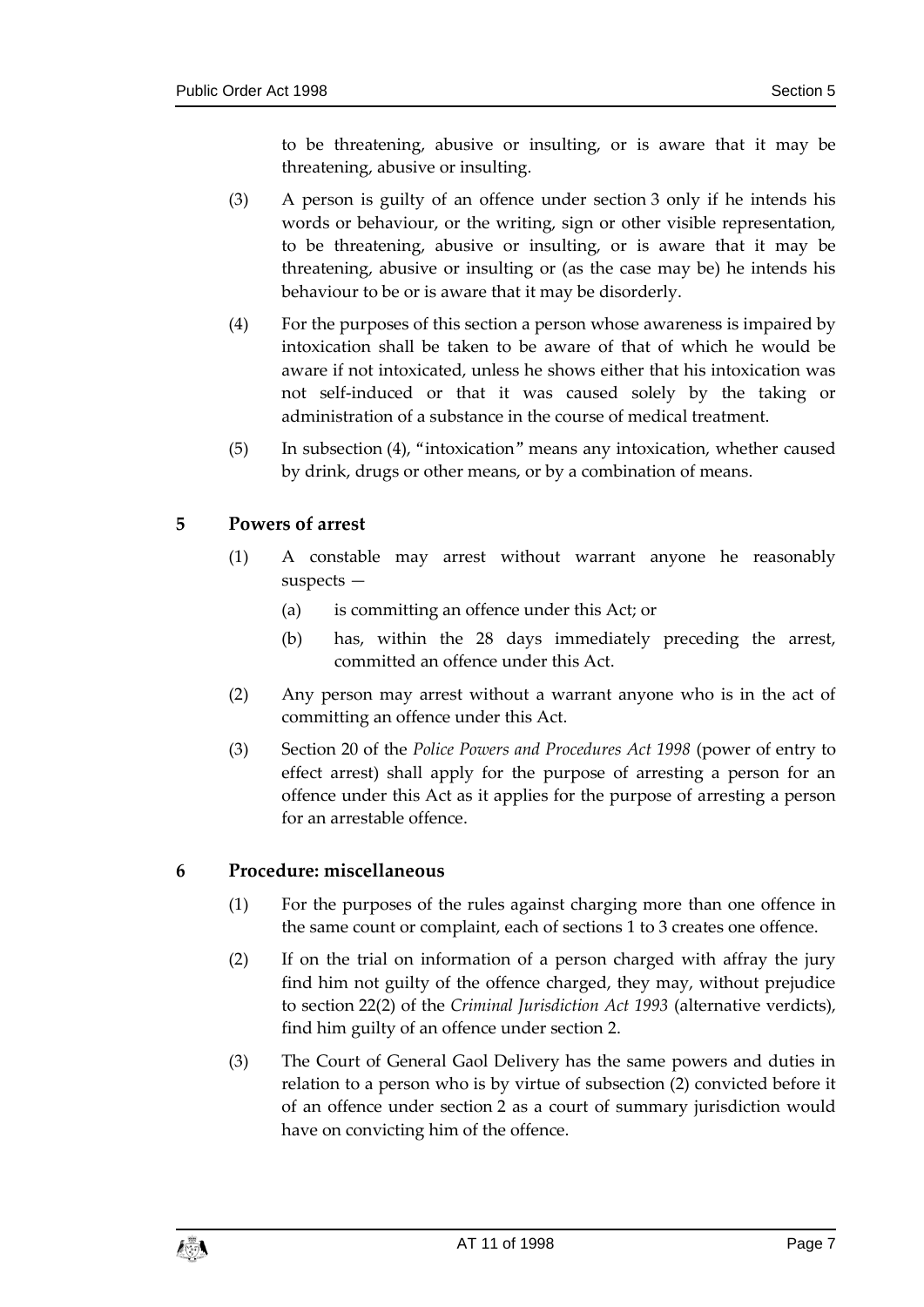to be threatening, abusive or insulting, or is aware that it may be threatening, abusive or insulting.

(3) A person is guilty of an offence under section 3 only if he intends his words or behaviour, or the writing, sign or other visible representation, to be threatening, abusive or insulting, or is aware that it may be threatening, abusive or insulting or (as the case may be) he intends his behaviour to be or is aware that it may be disorderly.

(4) For the purposes of this section a person whose awareness is impaired by intoxication shall be taken to be aware of that of which he would be aware if not intoxicated, unless he shows either that his intoxication was not self-induced or that it was caused solely by the taking or administration of a substance in the course of medical treatment.

(5) In subsection (4), "intoxication" means any intoxication, whether caused by drink, drugs or other means, or by a combination of means.

## 5 Powers of arrest

(1) A constable may arrest without warrant anyone he reasonably suspects —

(a) is committing an offence under this Act; or

(b) has, within the 28 days immediately preceding the arrest, committed an offence under this Act.

(2) Any person may arrest without a warrant anyone who is in the act of committing an offence under this Act.

(3) Section 20 of the *Police Powers and Procedures Act 1998* (power of entry to effect arrest) shall apply for the purpose of arresting a person for an offence under this Act as it applies for the purpose of arresting a person for an arrestable offence.

## 6 Procedure: miscellaneous

(1) For the purposes of the rules against charging more than one offence in the same count or complaint, each of sections 1 to 3 creates one offence.

(2) If on the trial on information of a person charged with affray the jury find him not guilty of the offence charged, they may, without prejudice to section 22(2) of the *Criminal Jurisdiction Act 1993* (alternative verdicts), find him guilty of an offence under section 2.

(3) The Court of General Gaol Delivery has the same powers and duties in relation to a person who is by virtue of subsection (2) convicted before it of an offence under section 2 as a court of summary jurisdiction would have on convicting him of the offence.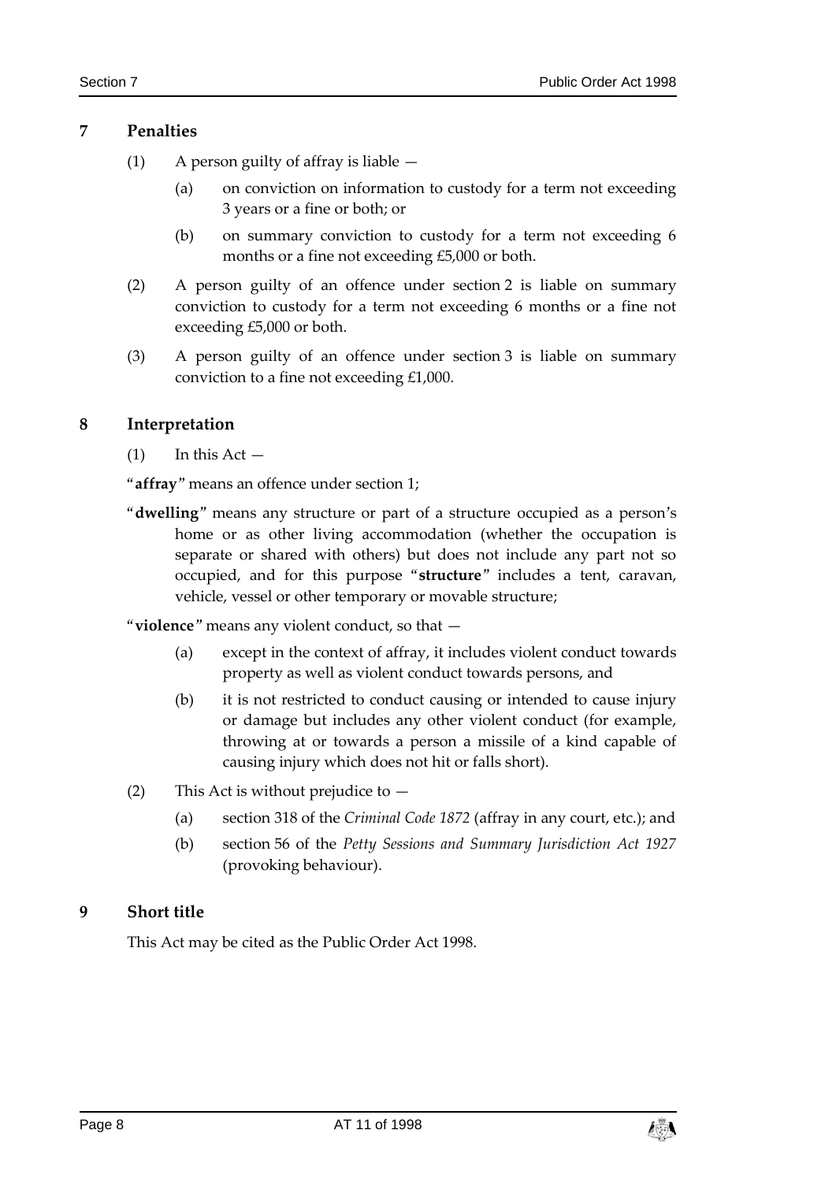## 7 Penalties

(1) A person guilty of affray is liable —

(a) on conviction on information to custody for a term not exceeding 3 years or a fine or both; or

(b) on summary conviction to custody for a term not exceeding 6 months or a fine not exceeding £5,000 or both.

(2) A person guilty of an offence under section 2 is liable on summary conviction to custody for a term not exceeding 6 months or a fine not exceeding £5,000 or both.

(3) A person guilty of an offence under section 3 is liable on summary conviction to a fine not exceeding £1,000.

## 8 Interpretation

(1) In this Act —

"**affray**" means an offence under section 1;

"**dwelling**" means any structure or part of a structure occupied as a person's home or as other living accommodation (whether the occupation is separate or shared with others) but does not include any part not so occupied, and for this purpose "**structure**" includes a tent, caravan, vehicle, vessel or other temporary or movable structure;

"**violence**" means any violent conduct, so that —

(a) except in the context of affray, it includes violent conduct towards property as well as violent conduct towards persons, and

(b) it is not restricted to conduct causing or intended to cause injury or damage but includes any other violent conduct (for example, throwing at or towards a person a missile of a kind capable of causing injury which does not hit or falls short).

(2) This Act is without prejudice to —

(a) section 318 of the *Criminal Code 1872* (affray in any court, etc.); and

(b) section 56 of the *Petty Sessions and Summary Jurisdiction Act 1927* (provoking behaviour).

## 9 Short title

This Act may be cited as the Public Order Act 1998.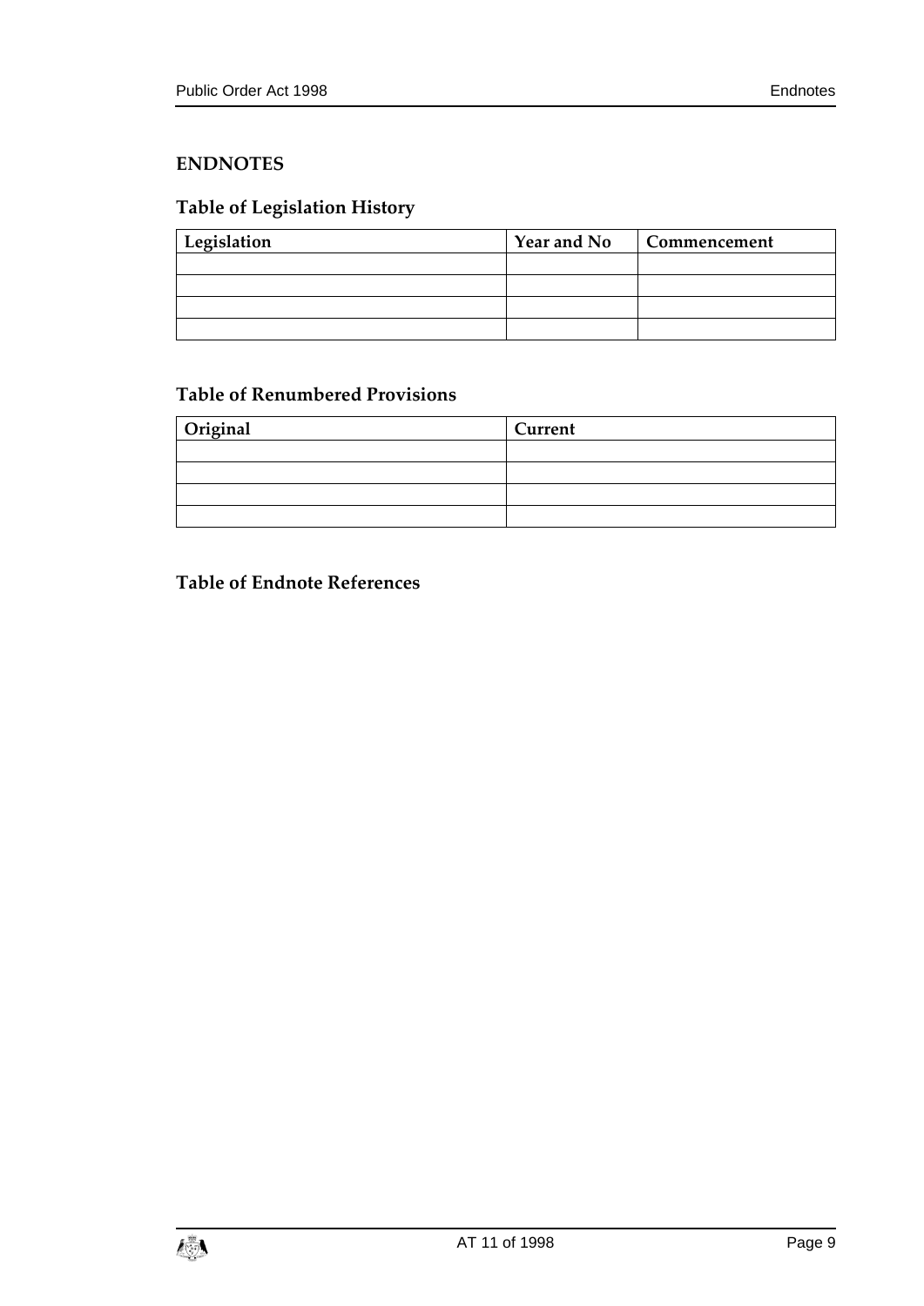## ENDNOTES

### Table of Legislation History

| Legislation | Year and No | Commencement |
|---|---|---|
| | | |
| | | |
| | | |
| | | |

### Table of Renumbered Provisions

| Original | Current |
|---|---|
| | |
| | |
| | |
| | |

### Table of Endnote References